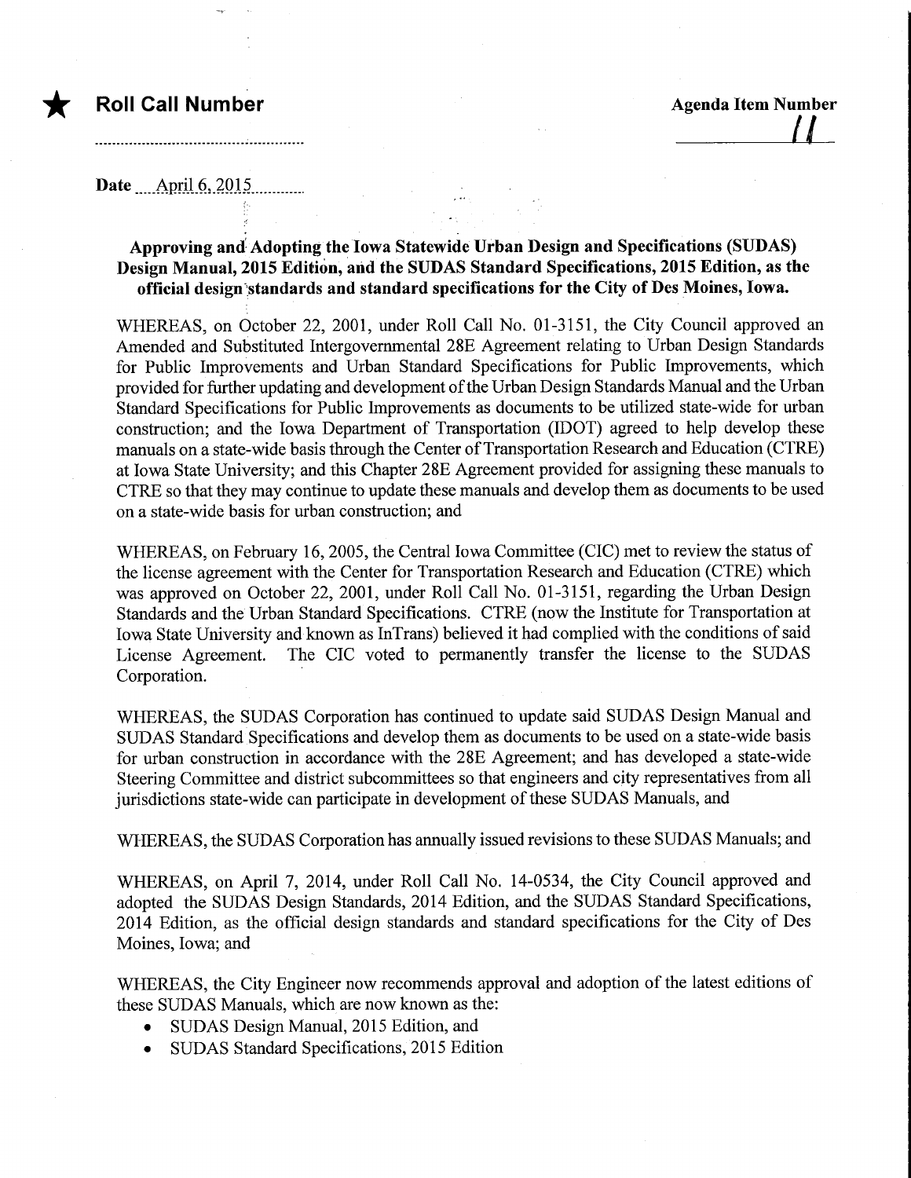★ **Roll Call Number** ..................................................

**Agenda Item Number** 11

Date April 6, 2015

**Approving and Adopting the Iowa Statewide Urban Design and Specifications (SUDAS) Design Manual, 2015 Edition, and the SUDAS Standard Specifications, 2015 Edition, as the official design standards and standard specifications for the City of Des Moines, Iowa.**

WHEREAS, on October 22, 2001, under Roll Call No. 01-3151, the City Council approved an Amended and Substituted Intergovernmental 28E Agreement relating to Urban Design Standards for Public Improvements and Urban Standard Specifications for Public Improvements, which provided for further updating and development of the Urban Design Standards Manual and the Urban Standard Specifications for Public Improvements as documents to be utilized state-wide for urban construction; and the Iowa Department of Transportation (IDOT) agreed to help develop these manuals on a state-wide basis through the Center of Transportation Research and Education (CTRE) at Iowa State University; and this Chapter 28E Agreement provided for assigning these manuals to CTRE so that they may continue to update these manuals and develop them as documents to be used on a state-wide basis for urban construction; and

WHEREAS, on February 16, 2005, the Central Iowa Committee (CIC) met to review the status of the license agreement with the Center for Transportation Research and Education (CTRE) which was approved on October 22, 2001, under Roll Call No. 01-3151, regarding the Urban Design Standards and the Urban Standard Specifications. CTRE (now the Institute for Transportation at Iowa State University and known as InTrans) believed it had complied with the conditions of said License Agreement. The CIC voted to permanently transfer the license to the SUDAS Corporation.

WHEREAS, the SUDAS Corporation has continued to update said SUDAS Design Manual and SUDAS Standard Specifications and develop them as documents to be used on a state-wide basis for urban construction in accordance with the 28E Agreement; and has developed a state-wide Steering Committee and district subcommittees so that engineers and city representatives from all jurisdictions state-wide can participate in development of these SUDAS Manuals, and

WHEREAS, the SUDAS Corporation has annually issued revisions to these SUDAS Manuals; and

WHEREAS, on April 7, 2014, under Roll Call No. 14-0534, the City Council approved and adopted the SUDAS Design Standards, 2014 Edition, and the SUDAS Standard Specifications, 2014 Edition, as the official design standards and standard specifications for the City of Des Moines, Iowa; and

WHEREAS, the City Engineer now recommends approval and adoption of the latest editions of these SUDAS Manuals, which are now known as the:

- SUDAS Design Manual, 2015 Edition, and
- SUDAS Standard Specifications, 2015 Edition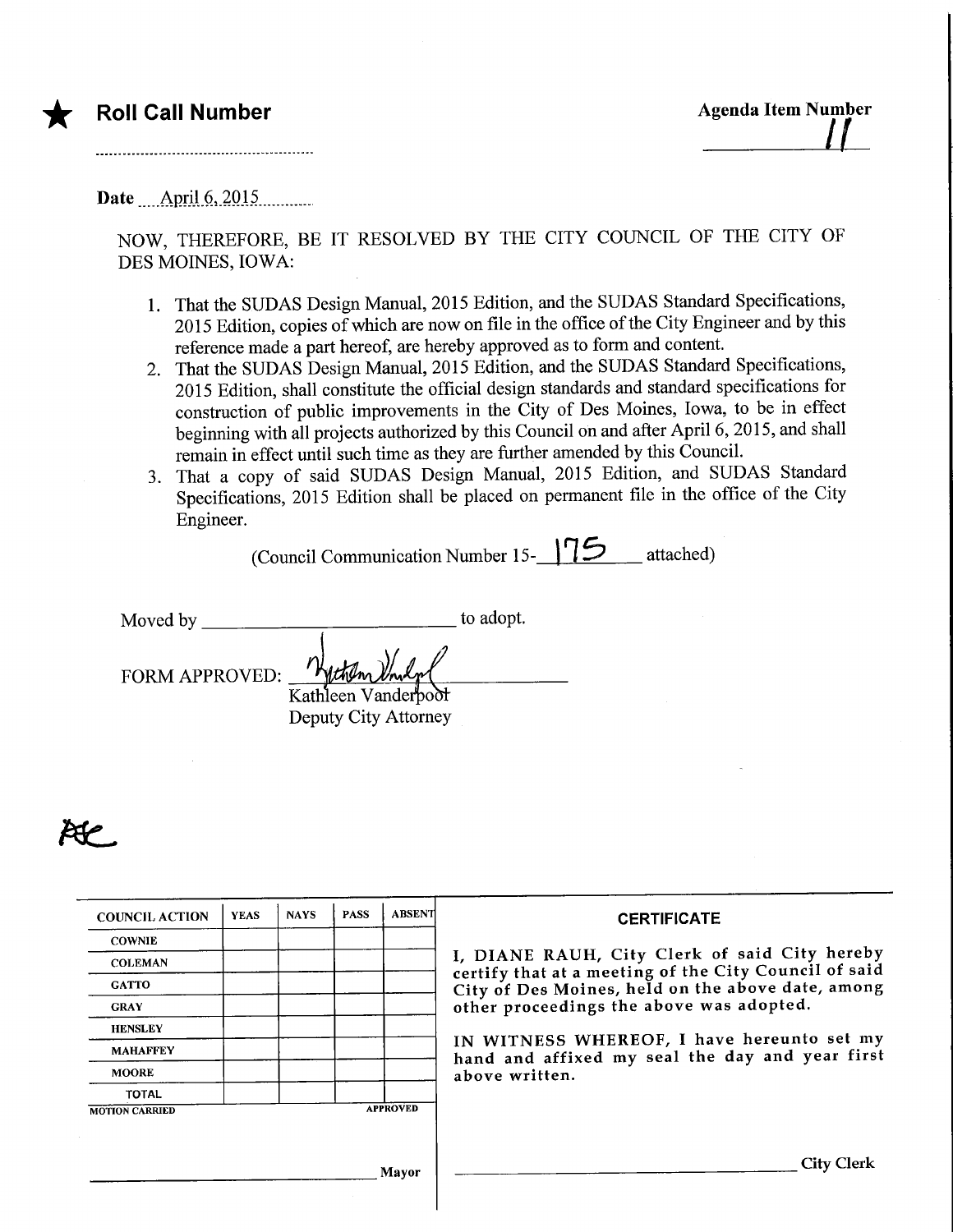★ **Roll Call Number**

Agenda Item Number

11

Date April 6, 2015

NOW, THEREFORE, BE IT RESOLVED BY THE CITY COUNCIL OF THE CITY OF DES MOINES, IOWA:

1. That the SUDAS Design Manual, 2015 Edition, and the SUDAS Standard Specifications, 2015 Edition, copies of which are now on file in the office of the City Engineer and by this reference made a part hereof, are hereby approved as to form and content.
2. That the SUDAS Design Manual, 2015 Edition, and the SUDAS Standard Specifications, 2015 Edition, shall constitute the official design standards and standard specifications for construction of public improvements in the City of Des Moines, Iowa, to be in effect beginning with all projects authorized by this Council on and after April 6, 2015, and shall remain in effect until such time as they are further amended by this Council.
3. That a copy of said SUDAS Design Manual, 2015 Edition, and SUDAS Standard Specifications, 2015 Edition shall be placed on permanent file in the office of the City Engineer.

(Council Communication Number 15-175 attached)

Moved by ______________________ to adopt.

FORM APPROVED: Kathleen Vanderpool
Kathleen Vanderpool
Deputy City Attorney

| COUNCIL ACTION | YEAS | NAYS | PASS | ABSENT |
|---|---|---|---|---|
| COWNIE | | | | |
| COLEMAN | | | | |
| GATTO | | | | |
| GRAY | | | | |
| HENSLEY | | | | |
| MAHAFFEY | | | | |
| MOORE | | | | |
| TOTAL | | | | |
| MOTION CARRIED | | | | APPROVED |

______________________ Mayor

**CERTIFICATE**

I, DIANE RAUH, City Clerk of said City hereby certify that at a meeting of the City Council of said City of Des Moines, held on the above date, among other proceedings the above was adopted.

IN WITNESS WHEREOF, I have hereunto set my hand and affixed my seal the day and year first above written.

______________________ City Clerk